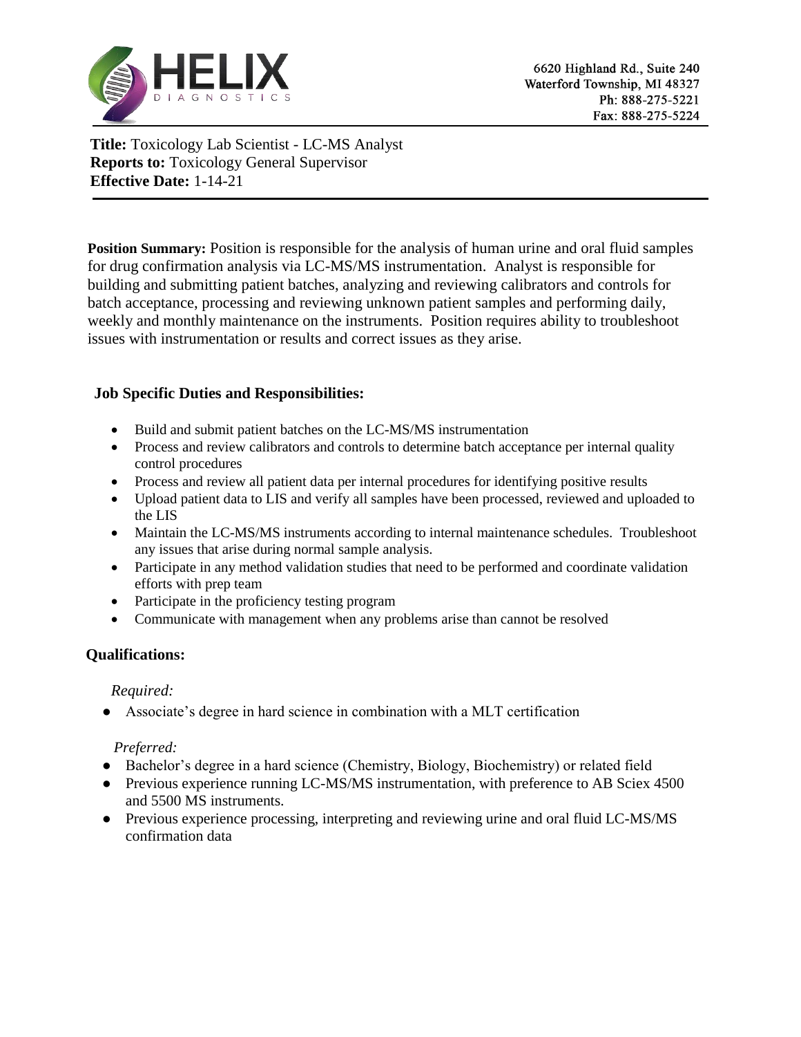**HELIX DIAGNOSTICS**

6620 Highland Rd., Suite 240
Waterford Township, MI 48327
Ph: 888-275-5221
Fax: 888-275-5224

**Title:** Toxicology Lab Scientist - LC-MS Analyst
**Reports to:** Toxicology General Supervisor
**Effective Date:** 1-14-21

**Position Summary:** Position is responsible for the analysis of human urine and oral fluid samples for drug confirmation analysis via LC-MS/MS instrumentation. Analyst is responsible for building and submitting patient batches, analyzing and reviewing calibrators and controls for batch acceptance, processing and reviewing unknown patient samples and performing daily, weekly and monthly maintenance on the instruments. Position requires ability to troubleshoot issues with instrumentation or results and correct issues as they arise.

## Job Specific Duties and Responsibilities:

- Build and submit patient batches on the LC-MS/MS instrumentation
- Process and review calibrators and controls to determine batch acceptance per internal quality control procedures
- Process and review all patient data per internal procedures for identifying positive results
- Upload patient data to LIS and verify all samples have been processed, reviewed and uploaded to the LIS
- Maintain the LC-MS/MS instruments according to internal maintenance schedules. Troubleshoot any issues that arise during normal sample analysis.
- Participate in any method validation studies that need to be performed and coordinate validation efforts with prep team
- Participate in the proficiency testing program
- Communicate with management when any problems arise than cannot be resolved

## Qualifications:

*Required:*

- Associate's degree in hard science in combination with a MLT certification

*Preferred:*

- Bachelor's degree in a hard science (Chemistry, Biology, Biochemistry) or related field
- Previous experience running LC-MS/MS instrumentation, with preference to AB Sciex 4500 and 5500 MS instruments.
- Previous experience processing, interpreting and reviewing urine and oral fluid LC-MS/MS confirmation data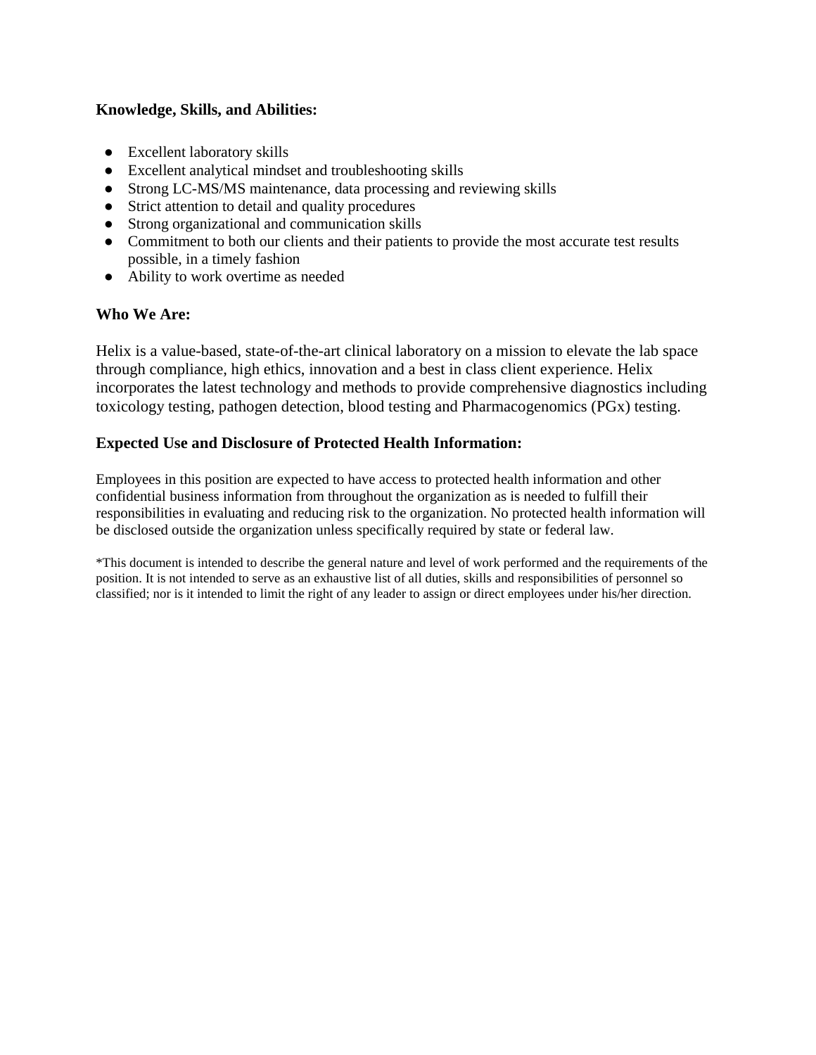**Knowledge, Skills, and Abilities:**

- Excellent laboratory skills
- Excellent analytical mindset and troubleshooting skills
- Strong LC-MS/MS maintenance, data processing and reviewing skills
- Strict attention to detail and quality procedures
- Strong organizational and communication skills
- Commitment to both our clients and their patients to provide the most accurate test results possible, in a timely fashion
- Ability to work overtime as needed

**Who We Are:**

Helix is a value-based, state-of-the-art clinical laboratory on a mission to elevate the lab space through compliance, high ethics, innovation and a best in class client experience. Helix incorporates the latest technology and methods to provide comprehensive diagnostics including toxicology testing, pathogen detection, blood testing and Pharmacogenomics (PGx) testing.

**Expected Use and Disclosure of Protected Health Information:**

Employees in this position are expected to have access to protected health information and other confidential business information from throughout the organization as is needed to fulfill their responsibilities in evaluating and reducing risk to the organization. No protected health information will be disclosed outside the organization unless specifically required by state or federal law.

*This document is intended to describe the general nature and level of work performed and the requirements of the position. It is not intended to serve as an exhaustive list of all duties, skills and responsibilities of personnel so classified; nor is it intended to limit the right of any leader to assign or direct employees under his/her direction.